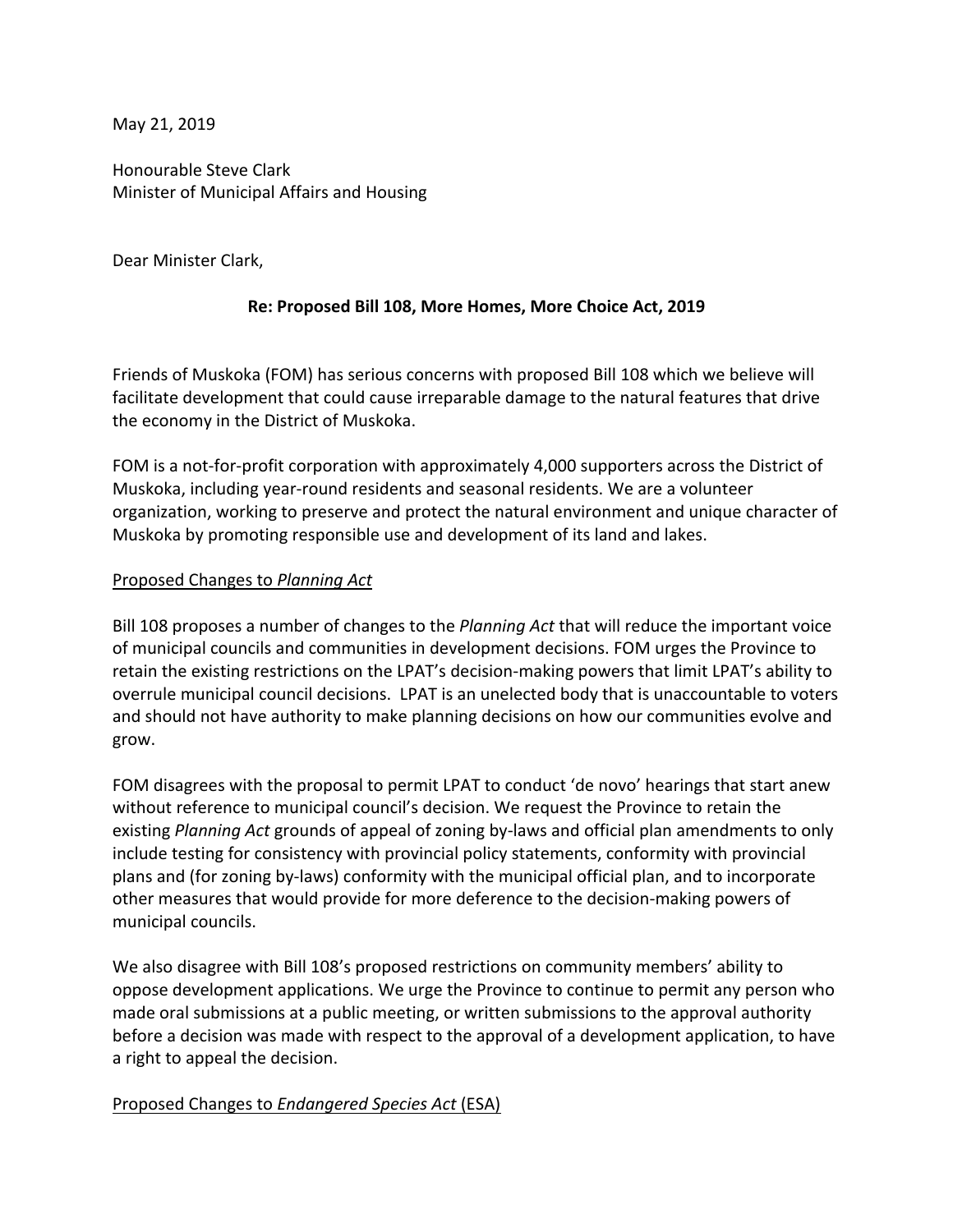May 21, 2019

Honourable Steve Clark
Minister of Municipal Affairs and Housing

Dear Minister Clark,

**Re: Proposed Bill 108, More Homes, More Choice Act, 2019**

Friends of Muskoka (FOM) has serious concerns with proposed Bill 108 which we believe will facilitate development that could cause irreparable damage to the natural features that drive the economy in the District of Muskoka.

FOM is a not-for-profit corporation with approximately 4,000 supporters across the District of Muskoka, including year-round residents and seasonal residents. We are a volunteer organization, working to preserve and protect the natural environment and unique character of Muskoka by promoting responsible use and development of its land and lakes.

<u>Proposed Changes to *Planning Act*</u>

Bill 108 proposes a number of changes to the *Planning Act* that will reduce the important voice of municipal councils and communities in development decisions. FOM urges the Province to retain the existing restrictions on the LPAT's decision-making powers that limit LPAT's ability to overrule municipal council decisions. LPAT is an unelected body that is unaccountable to voters and should not have authority to make planning decisions on how our communities evolve and grow.

FOM disagrees with the proposal to permit LPAT to conduct 'de novo' hearings that start anew without reference to municipal council's decision. We request the Province to retain the existing *Planning Act* grounds of appeal of zoning by-laws and official plan amendments to only include testing for consistency with provincial policy statements, conformity with provincial plans and (for zoning by-laws) conformity with the municipal official plan, and to incorporate other measures that would provide for more deference to the decision-making powers of municipal councils.

We also disagree with Bill 108's proposed restrictions on community members' ability to oppose development applications. We urge the Province to continue to permit any person who made oral submissions at a public meeting, or written submissions to the approval authority before a decision was made with respect to the approval of a development application, to have a right to appeal the decision.

<u>Proposed Changes to *Endangered Species Act* (ESA)</u>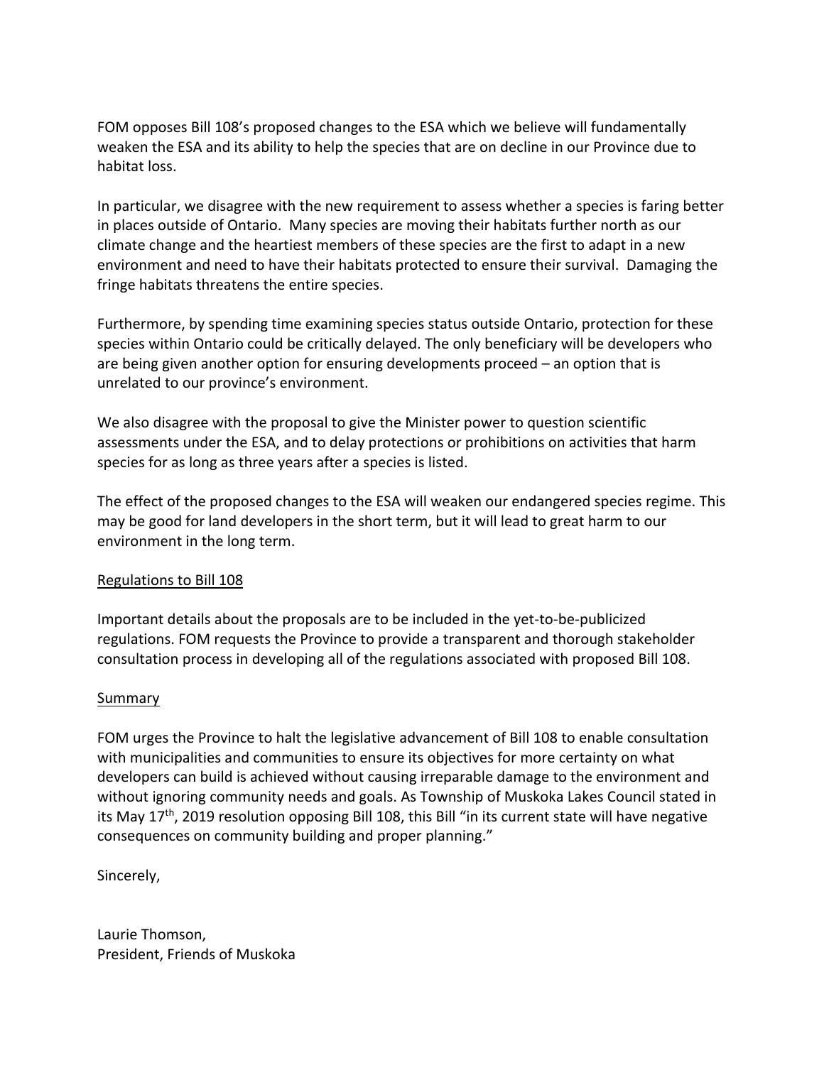FOM opposes Bill 108's proposed changes to the ESA which we believe will fundamentally weaken the ESA and its ability to help the species that are on decline in our Province due to habitat loss.

In particular, we disagree with the new requirement to assess whether a species is faring better in places outside of Ontario. Many species are moving their habitats further north as our climate change and the heartiest members of these species are the first to adapt in a new environment and need to have their habitats protected to ensure their survival. Damaging the fringe habitats threatens the entire species.

Furthermore, by spending time examining species status outside Ontario, protection for these species within Ontario could be critically delayed. The only beneficiary will be developers who are being given another option for ensuring developments proceed – an option that is unrelated to our province's environment.

We also disagree with the proposal to give the Minister power to question scientific assessments under the ESA, and to delay protections or prohibitions on activities that harm species for as long as three years after a species is listed.

The effect of the proposed changes to the ESA will weaken our endangered species regime. This may be good for land developers in the short term, but it will lead to great harm to our environment in the long term.

## Regulations to Bill 108

Important details about the proposals are to be included in the yet-to-be-publicized regulations. FOM requests the Province to provide a transparent and thorough stakeholder consultation process in developing all of the regulations associated with proposed Bill 108.

## Summary

FOM urges the Province to halt the legislative advancement of Bill 108 to enable consultation with municipalities and communities to ensure its objectives for more certainty on what developers can build is achieved without causing irreparable damage to the environment and without ignoring community needs and goals. As Township of Muskoka Lakes Council stated in its May 17th, 2019 resolution opposing Bill 108, this Bill "in its current state will have negative consequences on community building and proper planning."

Sincerely,

Laurie Thomson,
President, Friends of Muskoka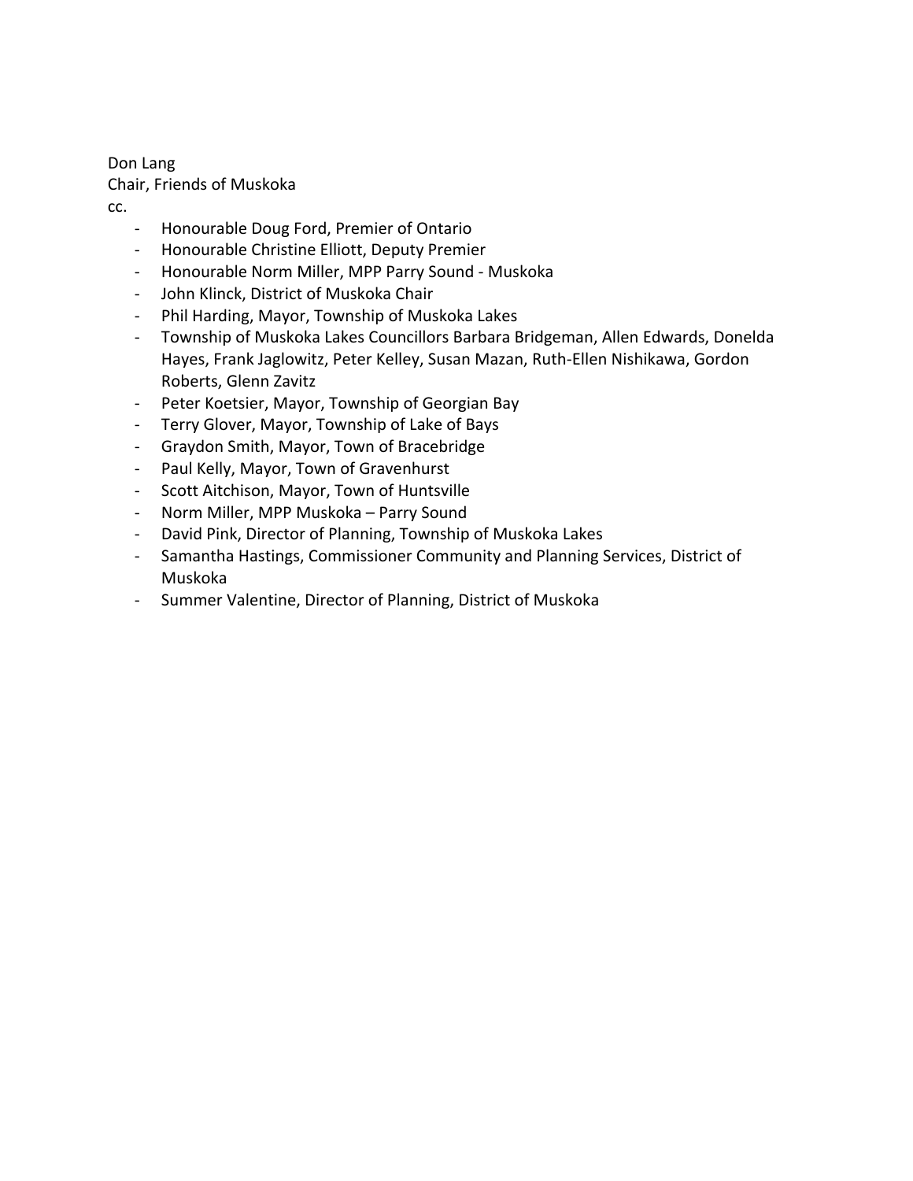Don Lang
Chair, Friends of Muskoka
cc.

- Honourable Doug Ford, Premier of Ontario
- Honourable Christine Elliott, Deputy Premier
- Honourable Norm Miller, MPP Parry Sound - Muskoka
- John Klinck, District of Muskoka Chair
- Phil Harding, Mayor, Township of Muskoka Lakes
- Township of Muskoka Lakes Councillors Barbara Bridgeman, Allen Edwards, Donelda Hayes, Frank Jaglowitz, Peter Kelley, Susan Mazan, Ruth-Ellen Nishikawa, Gordon Roberts, Glenn Zavitz
- Peter Koetsier, Mayor, Township of Georgian Bay
- Terry Glover, Mayor, Township of Lake of Bays
- Graydon Smith, Mayor, Town of Bracebridge
- Paul Kelly, Mayor, Town of Gravenhurst
- Scott Aitchison, Mayor, Town of Huntsville
- Norm Miller, MPP Muskoka – Parry Sound
- David Pink, Director of Planning, Township of Muskoka Lakes
- Samantha Hastings, Commissioner Community and Planning Services, District of Muskoka
- Summer Valentine, Director of Planning, District of Muskoka